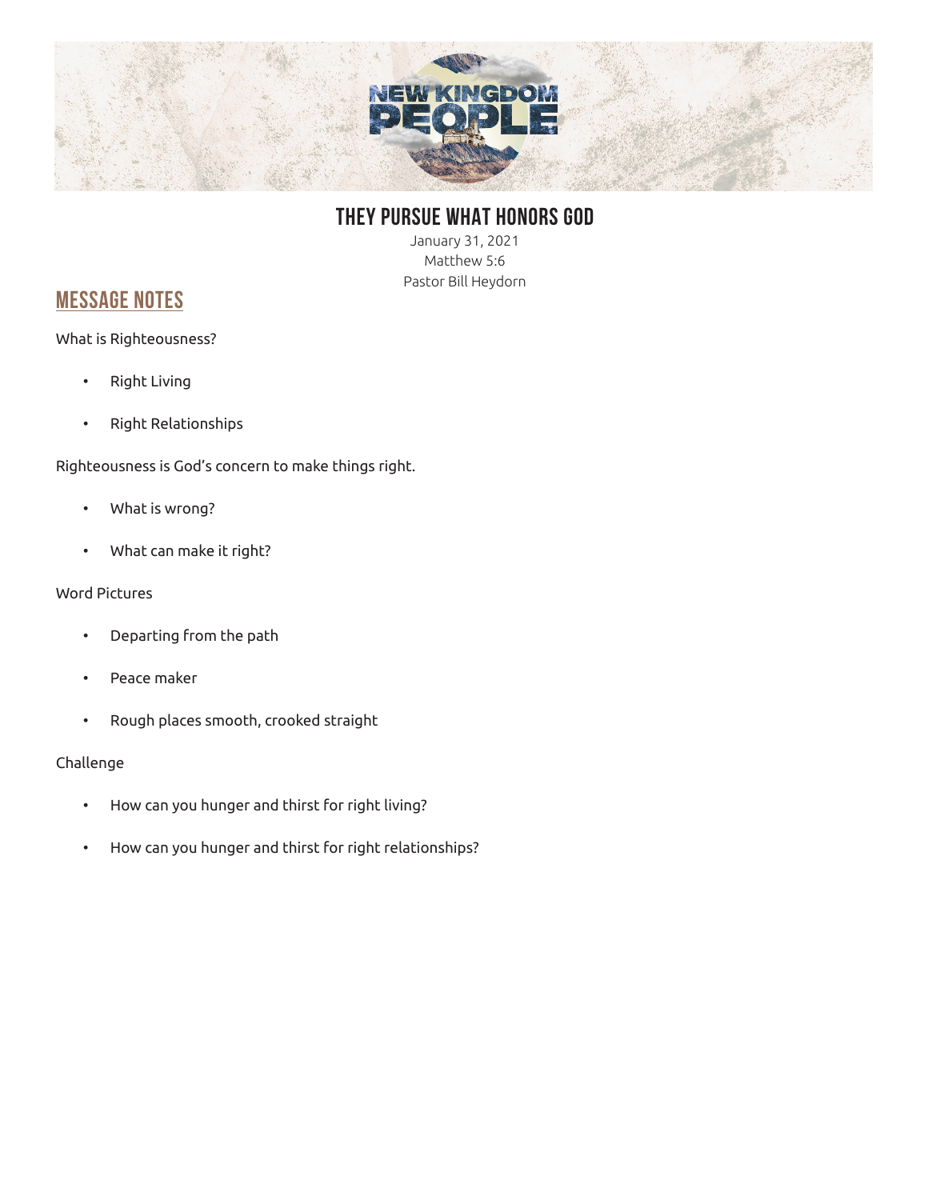# THEY PURSUE WHAT HONORS GOD

January 31, 2021
Matthew 5:6
Pastor Bill Heydorn

## MESSAGE NOTES

What is Righteousness?

- Right Living
- Right Relationships

Righteousness is God's concern to make things right.

- What is wrong?
- What can make it right?

Word Pictures

- Departing from the path
- Peace maker
- Rough places smooth, crooked straight

Challenge

- How can you hunger and thirst for right living?
- How can you hunger and thirst for right relationships?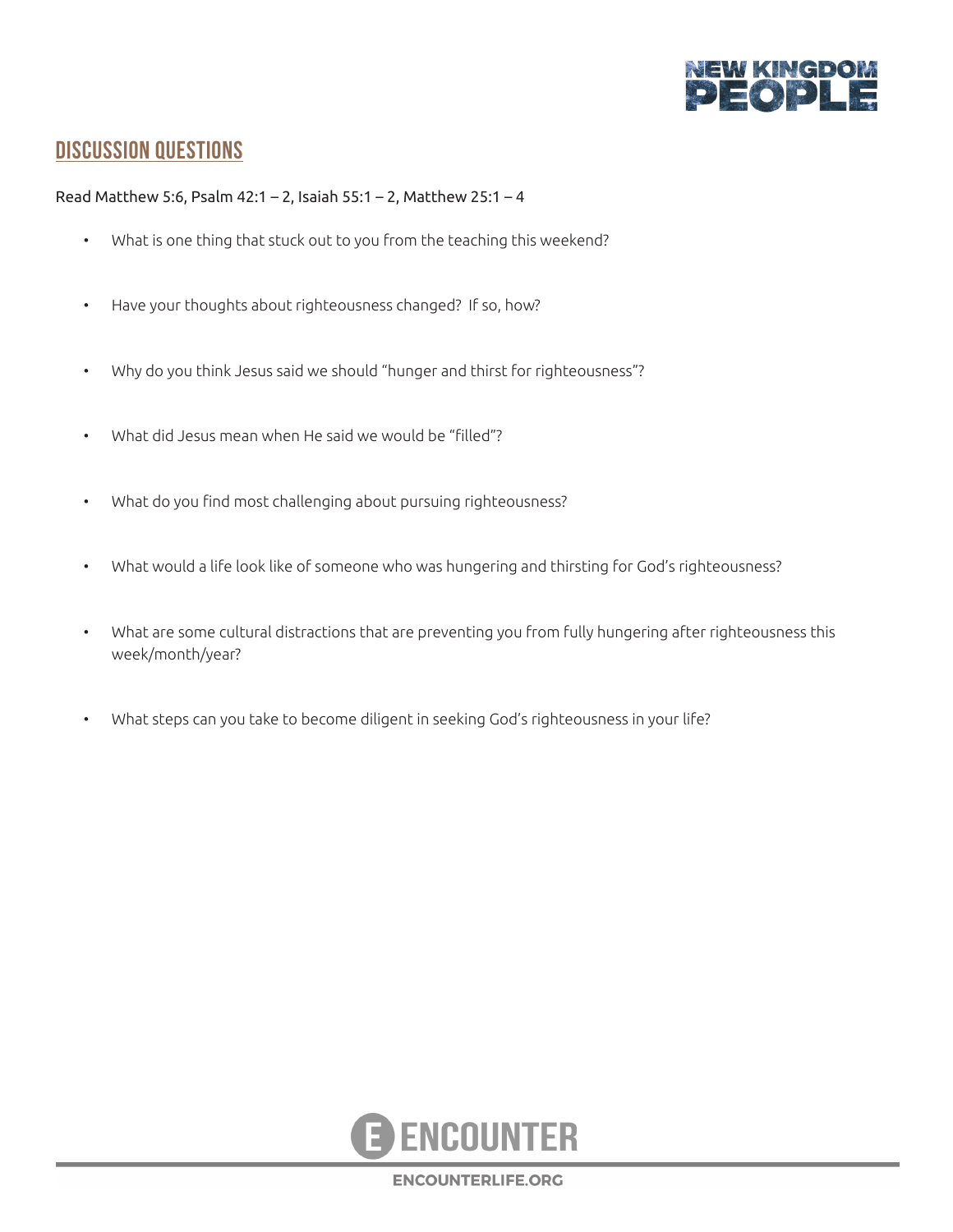## DISCUSSION QUESTIONS

Read Matthew 5:6, Psalm 42:1 – 2, Isaiah 55:1 – 2, Matthew 25:1 – 4

- What is one thing that stuck out to you from the teaching this weekend?
- Have your thoughts about righteousness changed? If so, how?
- Why do you think Jesus said we should "hunger and thirst for righteousness"?
- What did Jesus mean when He said we would be "filled"?
- What do you find most challenging about pursuing righteousness?
- What would a life look like of someone who was hungering and thirsting for God's righteousness?
- What are some cultural distractions that are preventing you from fully hungering after righteousness this week/month/year?
- What steps can you take to become diligent in seeking God's righteousness in your life?